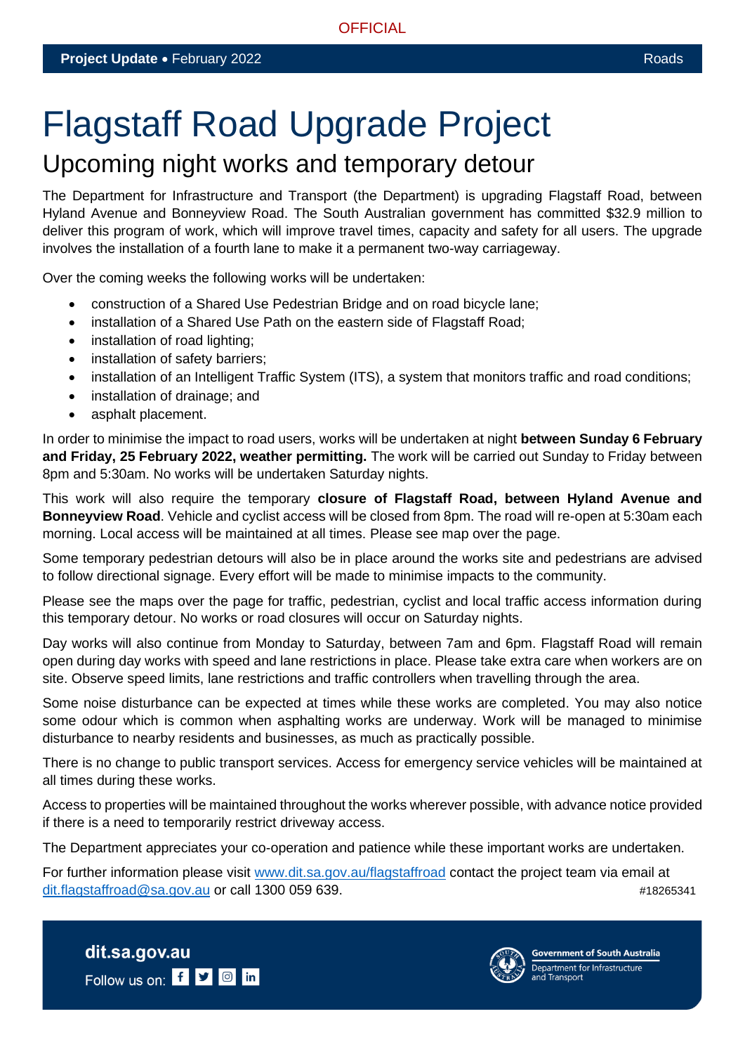OFFICIAL

**Project Update** • February 2022 Roads

# Flagstaff Road Upgrade Project

## Upcoming night works and temporary detour

The Department for Infrastructure and Transport (the Department) is upgrading Flagstaff Road, between Hyland Avenue and Bonneyview Road. The South Australian government has committed $32.9 million to deliver this program of work, which will improve travel times, capacity and safety for all users. The upgrade involves the installation of a fourth lane to make it a permanent two-way carriageway.

Over the coming weeks the following works will be undertaken:

- construction of a Shared Use Pedestrian Bridge and on road bicycle lane;
- installation of a Shared Use Path on the eastern side of Flagstaff Road;
- installation of road lighting;
- installation of safety barriers;
- installation of an Intelligent Traffic System (ITS), a system that monitors traffic and road conditions;
- installation of drainage; and
- asphalt placement.

In order to minimise the impact to road users, works will be undertaken at night **between Sunday 6 February and Friday, 25 February 2022, weather permitting.** The work will be carried out Sunday to Friday between 8pm and 5:30am. No works will be undertaken Saturday nights.

This work will also require the temporary **closure of Flagstaff Road, between Hyland Avenue and Bonneyview Road**. Vehicle and cyclist access will be closed from 8pm. The road will re-open at 5:30am each morning. Local access will be maintained at all times. Please see map over the page.

Some temporary pedestrian detours will also be in place around the works site and pedestrians are advised to follow directional signage. Every effort will be made to minimise impacts to the community.

Please see the maps over the page for traffic, pedestrian, cyclist and local traffic access information during this temporary detour. No works or road closures will occur on Saturday nights.

Day works will also continue from Monday to Saturday, between 7am and 6pm. Flagstaff Road will remain open during day works with speed and lane restrictions in place. Please take extra care when workers are on site. Observe speed limits, lane restrictions and traffic controllers when travelling through the area.

Some noise disturbance can be expected at times while these works are completed. You may also notice some odour which is common when asphalting works are underway. Work will be managed to minimise disturbance to nearby residents and businesses, as much as practically possible.

There is no change to public transport services. Access for emergency service vehicles will be maintained at all times during these works.

Access to properties will be maintained throughout the works wherever possible, with advance notice provided if there is a need to temporarily restrict driveway access.

The Department appreciates your co-operation and patience while these important works are undertaken.

For further information please visit www.dit.sa.gov.au/flagstaffroad contact the project team via email at dit.flagstaffroad@sa.gov.au or call 1300 059 639.

#18265341

**dit.sa.gov.au**

Follow us on:

Government of South Australia
Department for Infrastructure and Transport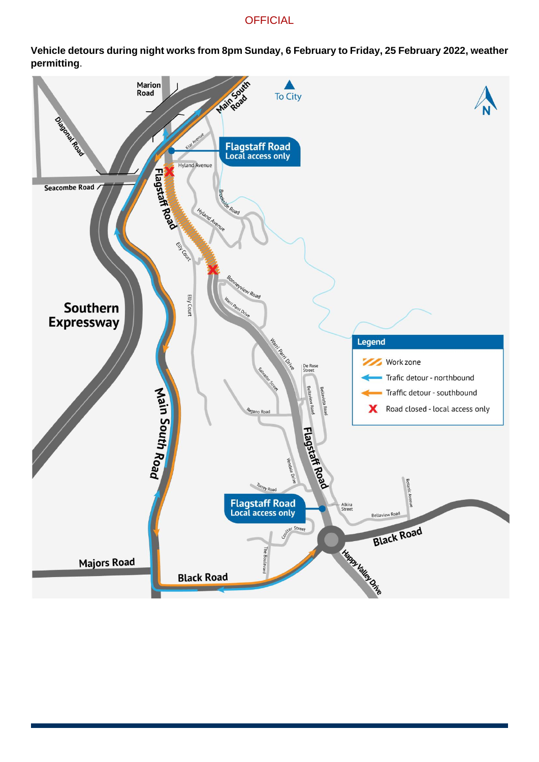**Vehicle detours during night works from 8pm Sunday, 6 February to Friday, 25 February 2022, weather permitting**.

Flagstaff Road
Local access only

Flagstaff Road
Local access only

**Legend**

- Work zone
- Trafic detour - northbound
- Traffic detour - southbound
- Road closed - local access only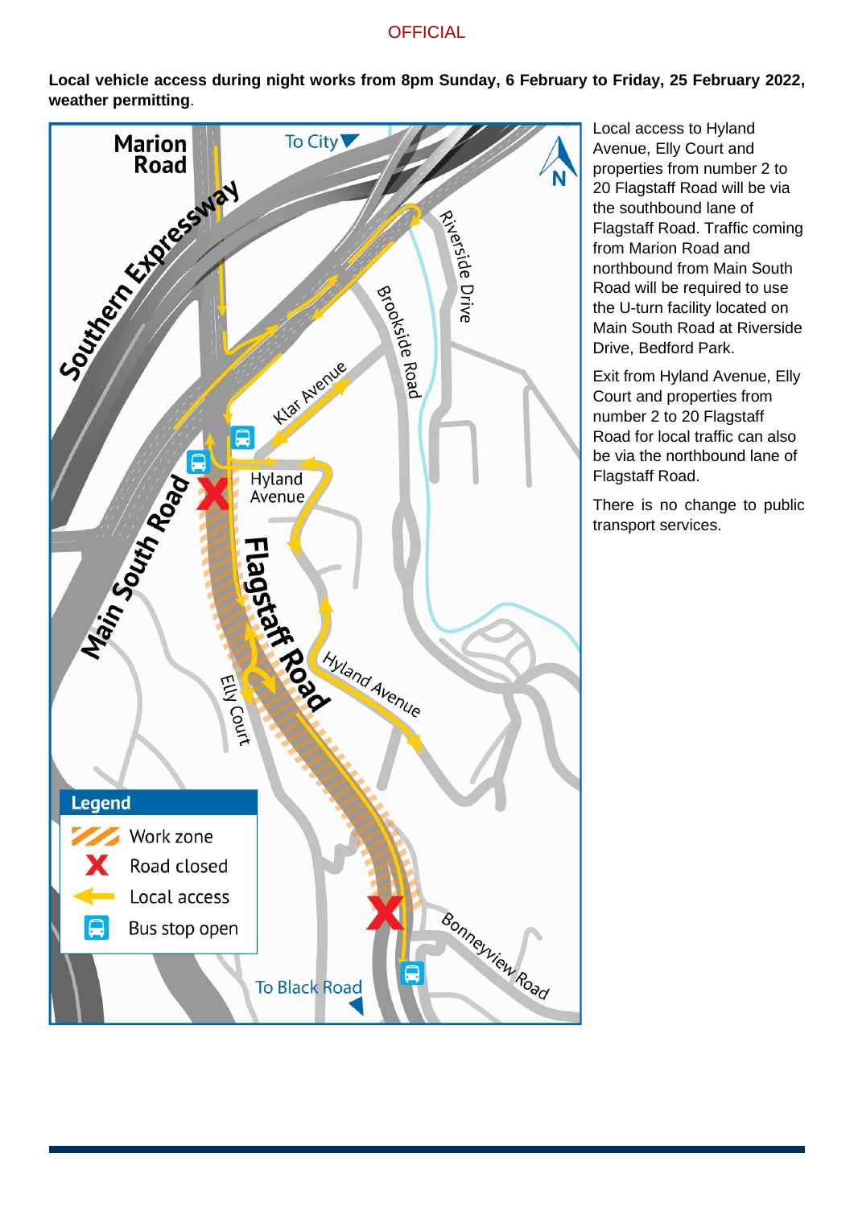**Local vehicle access during night works from 8pm Sunday, 6 February to Friday, 25 February 2022, weather permitting**.

Local access to Hyland Avenue, Elly Court and properties from number 2 to 20 Flagstaff Road will be via the southbound lane of Flagstaff Road. Traffic coming from Marion Road and northbound from Main South Road will be required to use the U-turn facility located on Main South Road at Riverside Drive, Bedford Park.

Exit from Hyland Avenue, Elly Court and properties from number 2 to 20 Flagstaff Road for local traffic can also be via the northbound lane of Flagstaff Road.

There is no change to public transport services.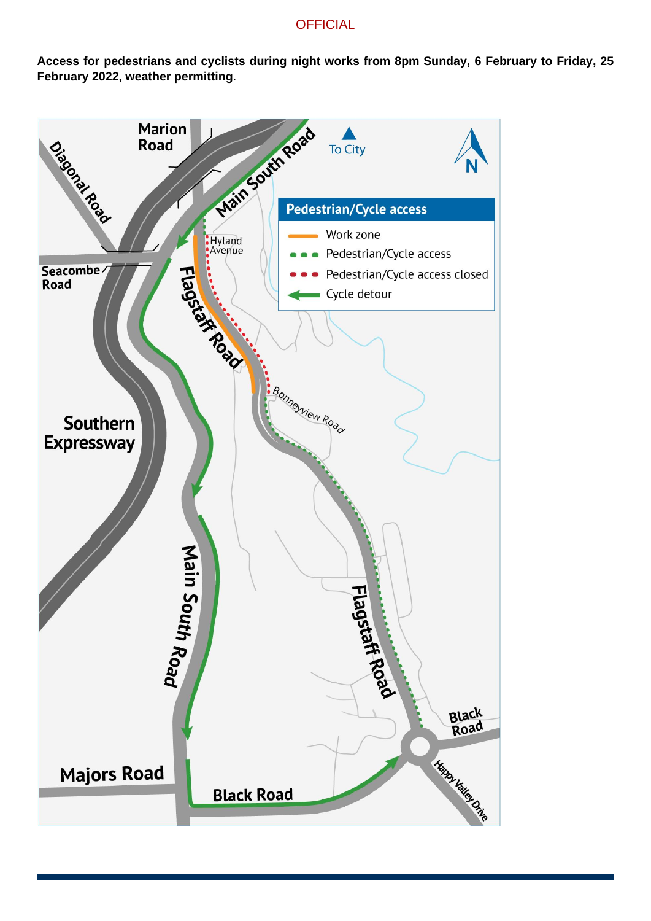**Access for pedestrians and cyclists during night works from 8pm Sunday, 6 February to Friday, 25 February 2022, weather permitting**.

Marion Road

Diagonal Road

Main South Road

To City

N

Pedestrian/Cycle access

Work zone

Pedestrian/Cycle access

Pedestrian/Cycle access closed

Cycle detour

Hyland Avenue

Seacombe Road

Flagstaff Road

Bonneyview Road

Southern Expressway

Main South Road

Flagstaff Road

Black Road

Majors Road

Black Road

Happy Valley Drive